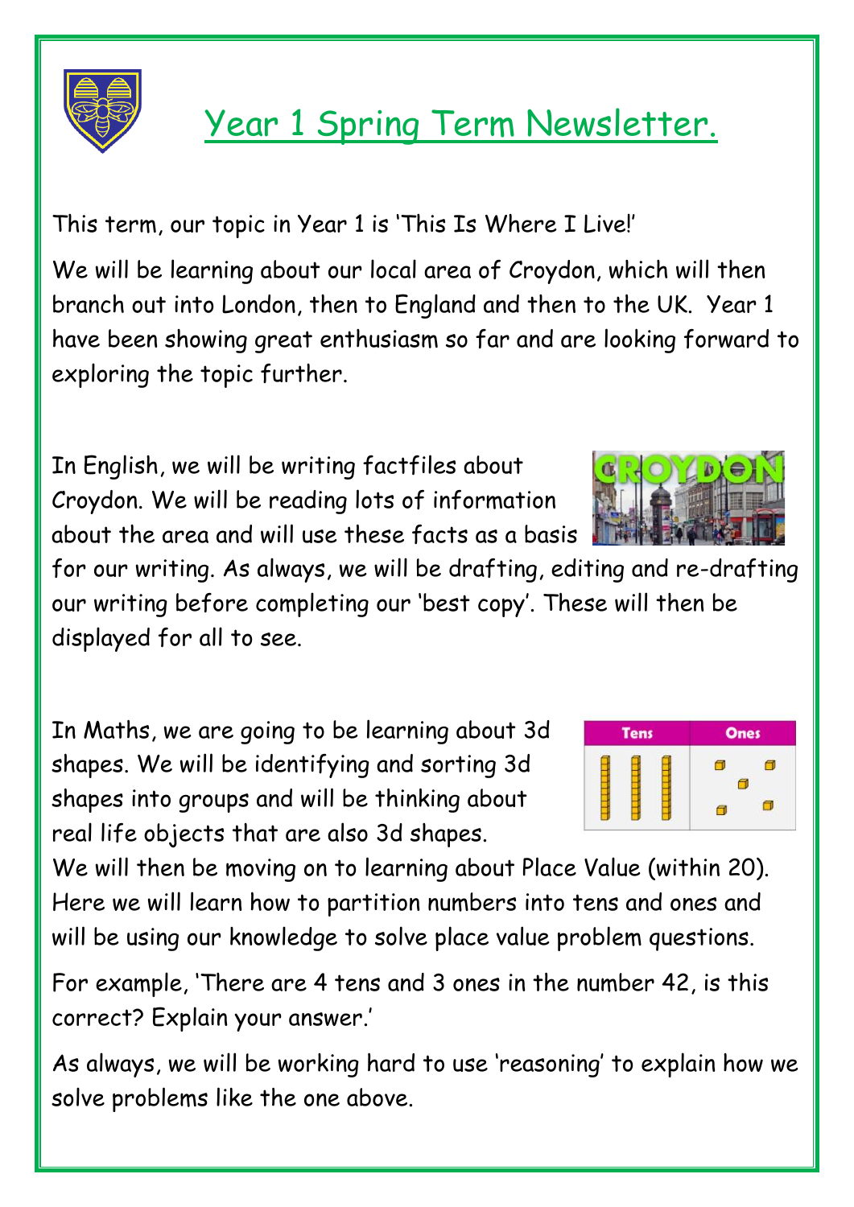# Year 1 Spring Term Newsletter.

This term, our topic in Year 1 is 'This Is Where I Live!'

We will be learning about our local area of Croydon, which will then branch out into London, then to England and then to the UK. Year 1 have been showing great enthusiasm so far and are looking forward to exploring the topic further.

In English, we will be writing factfiles about Croydon. We will be reading lots of information about the area and will use these facts as a basis for our writing. As always, we will be drafting, editing and re-drafting our writing before completing our 'best copy'. These will then be displayed for all to see.

In Maths, we are going to be learning about 3d shapes. We will be identifying and sorting 3d shapes into groups and will be thinking about real life objects that are also 3d shapes.

We will then be moving on to learning about Place Value (within 20). Here we will learn how to partition numbers into tens and ones and will be using our knowledge to solve place value problem questions.

For example, 'There are 4 tens and 3 ones in the number 42, is this correct? Explain your answer.'

As always, we will be working hard to use 'reasoning' to explain how we solve problems like the one above.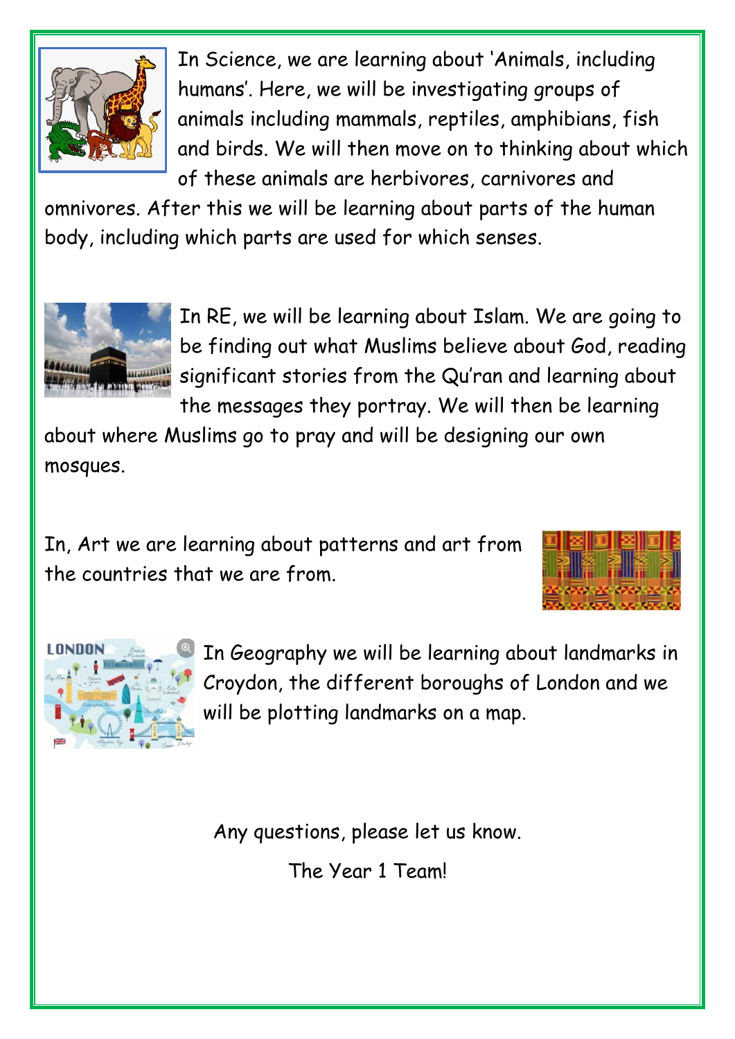In Science, we are learning about 'Animals, including humans'. Here, we will be investigating groups of animals including mammals, reptiles, amphibians, fish and birds. We will then move on to thinking about which of these animals are herbivores, carnivores and omnivores. After this we will be learning about parts of the human body, including which parts are used for which senses.

In RE, we will be learning about Islam. We are going to be finding out what Muslims believe about God, reading significant stories from the Qu'ran and learning about the messages they portray. We will then be learning about where Muslims go to pray and will be designing our own mosques.

In, Art we are learning about patterns and art from the countries that we are from.

In Geography we will be learning about landmarks in Croydon, the different boroughs of London and we will be plotting landmarks on a map.

Any questions, please let us know.

The Year 1 Team!